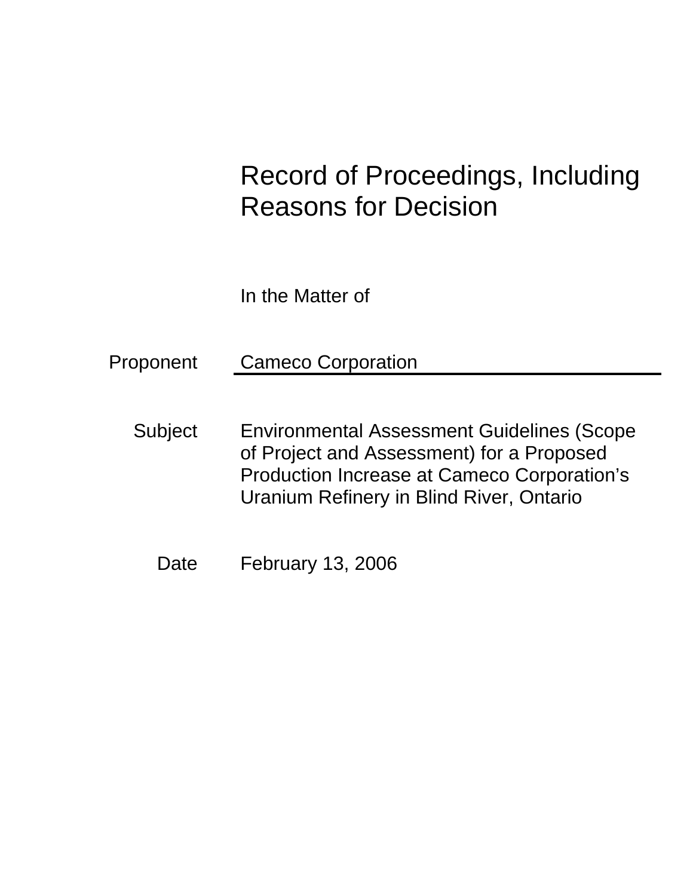# Record of Proceedings, Including Reasons for Decision

In the Matter of

| | |
|---|---|
| Proponent | Cameco Corporation |
| Subject | Environmental Assessment Guidelines (Scope of Project and Assessment) for a Proposed Production Increase at Cameco Corporation's Uranium Refinery in Blind River, Ontario |
| Date | February 13, 2006 |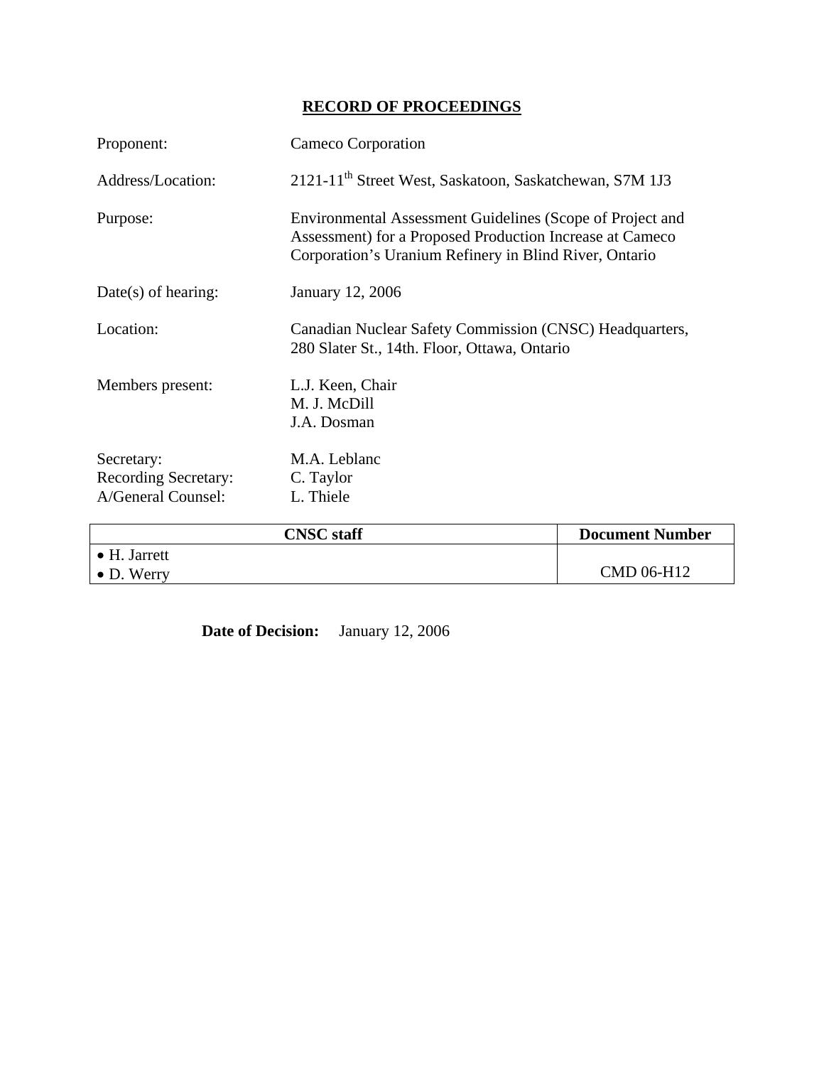# RECORD OF PROCEEDINGS

| | |
|---|---|
| Proponent: | Cameco Corporation |
| Address/Location: | 2121-11th Street West, Saskatoon, Saskatchewan, S7M 1J3 |
| Purpose: | Environmental Assessment Guidelines (Scope of Project and Assessment) for a Proposed Production Increase at Cameco Corporation's Uranium Refinery in Blind River, Ontario |
| Date(s) of hearing: | January 12, 2006 |
| Location: | Canadian Nuclear Safety Commission (CNSC) Headquarters, 280 Slater St., 14th. Floor, Ottawa, Ontario |
| Members present: | L.J. Keen, Chair<br>M. J. McDill<br>J.A. Dosman |
| Secretary: | M.A. Leblanc |
| Recording Secretary: | C. Taylor |
| A/General Counsel: | L. Thiele |

| CNSC staff | Document Number |
|---|---|
| • H. Jarrett<br>• D. Werry | CMD 06-H12 |

**Date of Decision:** January 12, 2006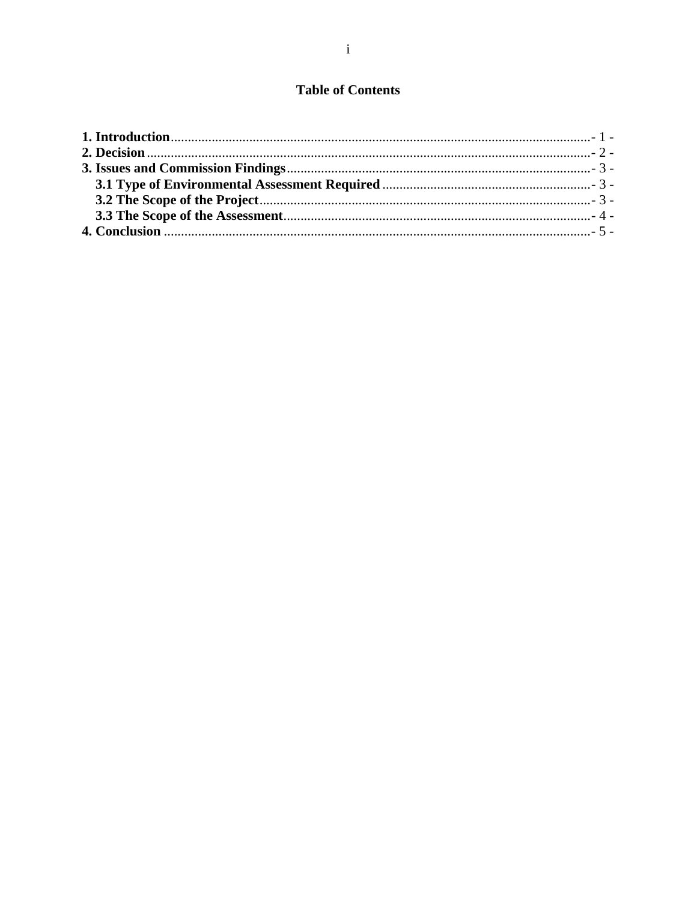## Table of Contents

**1. Introduction** .......... - 1 -
**2. Decision** .......... - 2 -
**3. Issues and Commission Findings** .......... - 3 -
  **3.1 Type of Environmental Assessment Required** .......... - 3 -
  **3.2 The Scope of the Project** .......... - 3 -
  **3.3 The Scope of the Assessment** .......... - 4 -
**4. Conclusion** .......... - 5 -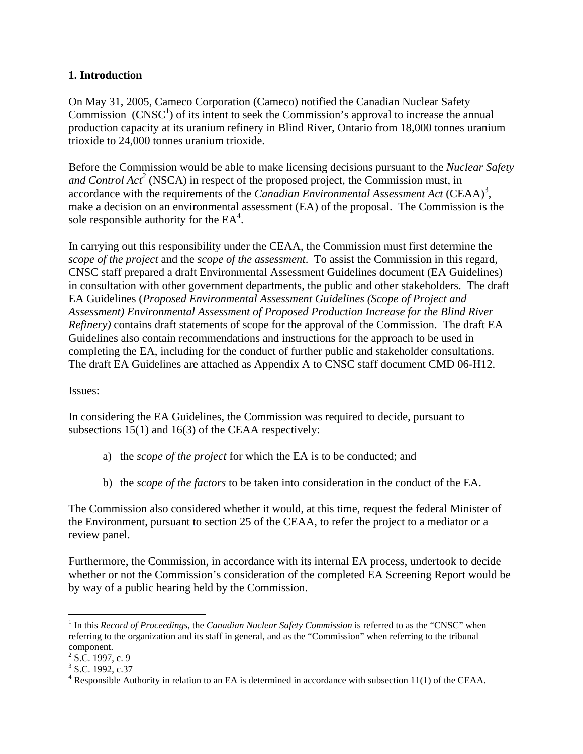## 1. Introduction

On May 31, 2005, Cameco Corporation (Cameco) notified the Canadian Nuclear Safety Commission (CNSC[1]) of its intent to seek the Commission's approval to increase the annual production capacity at its uranium refinery in Blind River, Ontario from 18,000 tonnes uranium trioxide to 24,000 tonnes uranium trioxide.

Before the Commission would be able to make licensing decisions pursuant to the *Nuclear Safety and Control Act*[2] (NSCA) in respect of the proposed project, the Commission must, in accordance with the requirements of the *Canadian Environmental Assessment Act* (CEAA)[3], make a decision on an environmental assessment (EA) of the proposal. The Commission is the sole responsible authority for the EA[4].

In carrying out this responsibility under the CEAA, the Commission must first determine the *scope of the project* and the *scope of the assessment*. To assist the Commission in this regard, CNSC staff prepared a draft Environmental Assessment Guidelines document (EA Guidelines) in consultation with other government departments, the public and other stakeholders. The draft EA Guidelines (*Proposed Environmental Assessment Guidelines (Scope of Project and Assessment) Environmental Assessment of Proposed Production Increase for the Blind River Refinery)* contains draft statements of scope for the approval of the Commission. The draft EA Guidelines also contain recommendations and instructions for the approach to be used in completing the EA, including for the conduct of further public and stakeholder consultations. The draft EA Guidelines are attached as Appendix A to CNSC staff document CMD 06-H12.

Issues:

In considering the EA Guidelines, the Commission was required to decide, pursuant to subsections 15(1) and 16(3) of the CEAA respectively:

a) the *scope of the project* for which the EA is to be conducted; and

b) the *scope of the factors* to be taken into consideration in the conduct of the EA.

The Commission also considered whether it would, at this time, request the federal Minister of the Environment, pursuant to section 25 of the CEAA, to refer the project to a mediator or a review panel.

Furthermore, the Commission, in accordance with its internal EA process, undertook to decide whether or not the Commission's consideration of the completed EA Screening Report would be by way of a public hearing held by the Commission.

---

[1] In this *Record of Proceedings*, the *Canadian Nuclear Safety Commission* is referred to as the "CNSC" when referring to the organization and its staff in general, and as the "Commission" when referring to the tribunal component.

[2] S.C. 1997, c. 9

[3] S.C. 1992, c.37

[4] Responsible Authority in relation to an EA is determined in accordance with subsection 11(1) of the CEAA.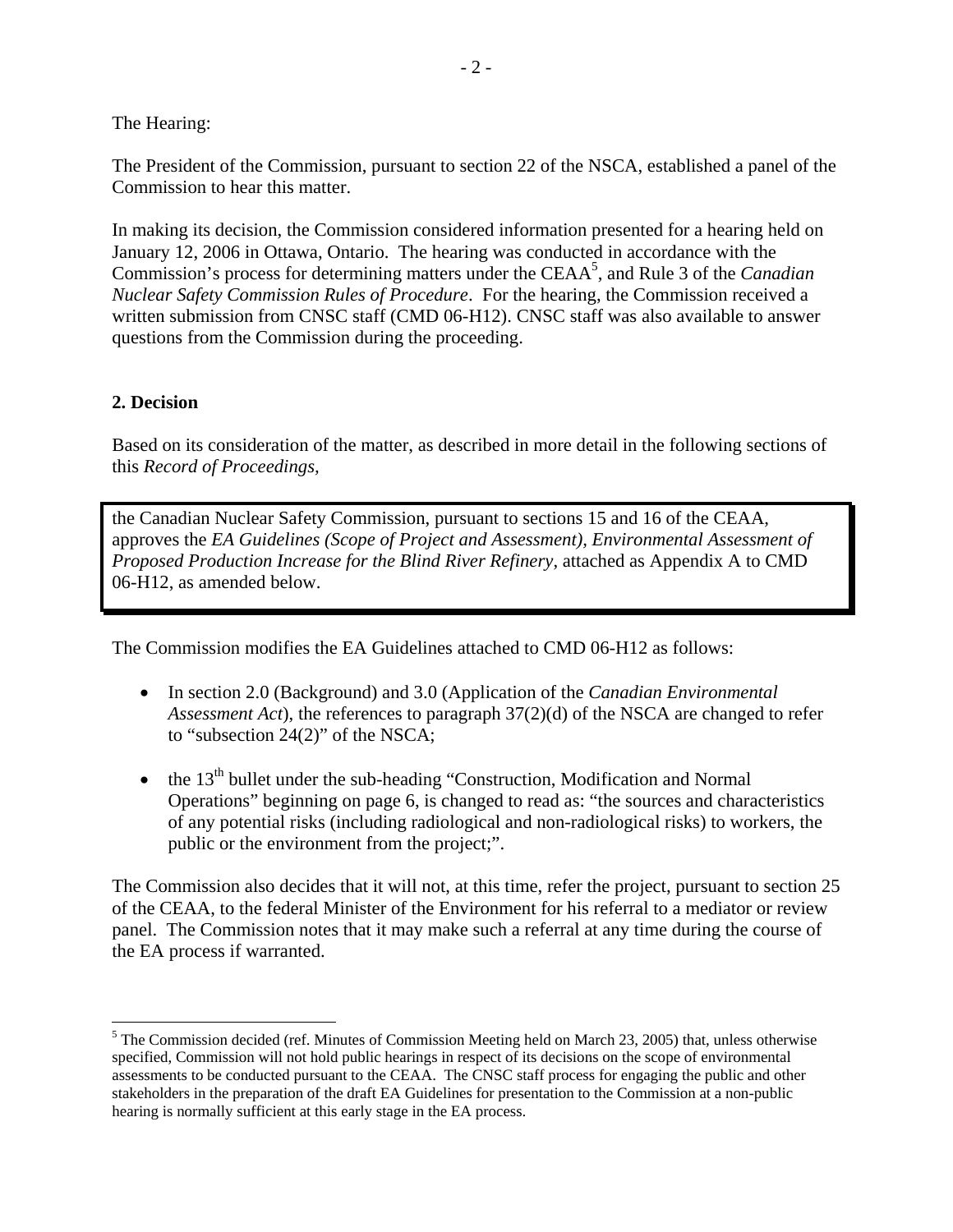The Hearing:

The President of the Commission, pursuant to section 22 of the NSCA, established a panel of the Commission to hear this matter.

In making its decision, the Commission considered information presented for a hearing held on January 12, 2006 in Ottawa, Ontario. The hearing was conducted in accordance with the Commission's process for determining matters under the CEAA[5], and Rule 3 of the *Canadian Nuclear Safety Commission Rules of Procedure*. For the hearing, the Commission received a written submission from CNSC staff (CMD 06-H12). CNSC staff was also available to answer questions from the Commission during the proceeding.

## 2. Decision

Based on its consideration of the matter, as described in more detail in the following sections of this *Record of Proceedings,*

> the Canadian Nuclear Safety Commission, pursuant to sections 15 and 16 of the CEAA, approves the *EA Guidelines (Scope of Project and Assessment), Environmental Assessment of Proposed Production Increase for the Blind River Refinery*, attached as Appendix A to CMD 06-H12, as amended below.

The Commission modifies the EA Guidelines attached to CMD 06-H12 as follows:

- In section 2.0 (Background) and 3.0 (Application of the *Canadian Environmental Assessment Act*), the references to paragraph 37(2)(d) of the NSCA are changed to refer to "subsection 24(2)" of the NSCA;
- the 13th bullet under the sub-heading "Construction, Modification and Normal Operations" beginning on page 6, is changed to read as: "the sources and characteristics of any potential risks (including radiological and non-radiological risks) to workers, the public or the environment from the project;".

The Commission also decides that it will not, at this time, refer the project, pursuant to section 25 of the CEAA, to the federal Minister of the Environment for his referral to a mediator or review panel. The Commission notes that it may make such a referral at any time during the course of the EA process if warranted.

---

[5] The Commission decided (ref. Minutes of Commission Meeting held on March 23, 2005) that, unless otherwise specified, Commission will not hold public hearings in respect of its decisions on the scope of environmental assessments to be conducted pursuant to the CEAA. The CNSC staff process for engaging the public and other stakeholders in the preparation of the draft EA Guidelines for presentation to the Commission at a non-public hearing is normally sufficient at this early stage in the EA process.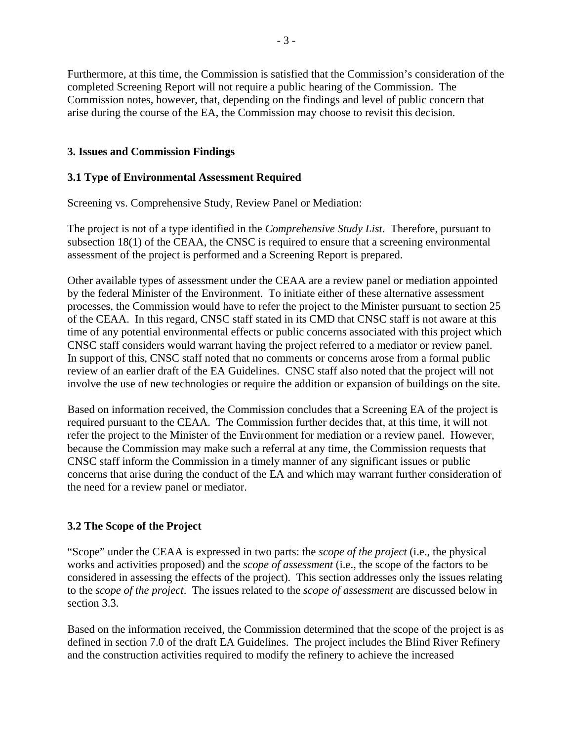Furthermore, at this time, the Commission is satisfied that the Commission's consideration of the completed Screening Report will not require a public hearing of the Commission. The Commission notes, however, that, depending on the findings and level of public concern that arise during the course of the EA, the Commission may choose to revisit this decision.

## 3. Issues and Commission Findings

### 3.1 Type of Environmental Assessment Required

Screening vs. Comprehensive Study, Review Panel or Mediation:

The project is not of a type identified in the *Comprehensive Study List*. Therefore, pursuant to subsection 18(1) of the CEAA, the CNSC is required to ensure that a screening environmental assessment of the project is performed and a Screening Report is prepared.

Other available types of assessment under the CEAA are a review panel or mediation appointed by the federal Minister of the Environment. To initiate either of these alternative assessment processes, the Commission would have to refer the project to the Minister pursuant to section 25 of the CEAA. In this regard, CNSC staff stated in its CMD that CNSC staff is not aware at this time of any potential environmental effects or public concerns associated with this project which CNSC staff considers would warrant having the project referred to a mediator or review panel. In support of this, CNSC staff noted that no comments or concerns arose from a formal public review of an earlier draft of the EA Guidelines. CNSC staff also noted that the project will not involve the use of new technologies or require the addition or expansion of buildings on the site.

Based on information received, the Commission concludes that a Screening EA of the project is required pursuant to the CEAA. The Commission further decides that, at this time, it will not refer the project to the Minister of the Environment for mediation or a review panel. However, because the Commission may make such a referral at any time, the Commission requests that CNSC staff inform the Commission in a timely manner of any significant issues or public concerns that arise during the conduct of the EA and which may warrant further consideration of the need for a review panel or mediator.

### 3.2 The Scope of the Project

"Scope" under the CEAA is expressed in two parts: the *scope of the project* (i.e., the physical works and activities proposed) and the *scope of assessment* (i.e., the scope of the factors to be considered in assessing the effects of the project). This section addresses only the issues relating to the *scope of the project*. The issues related to the *scope of assessment* are discussed below in section 3.3.

Based on the information received, the Commission determined that the scope of the project is as defined in section 7.0 of the draft EA Guidelines. The project includes the Blind River Refinery and the construction activities required to modify the refinery to achieve the increased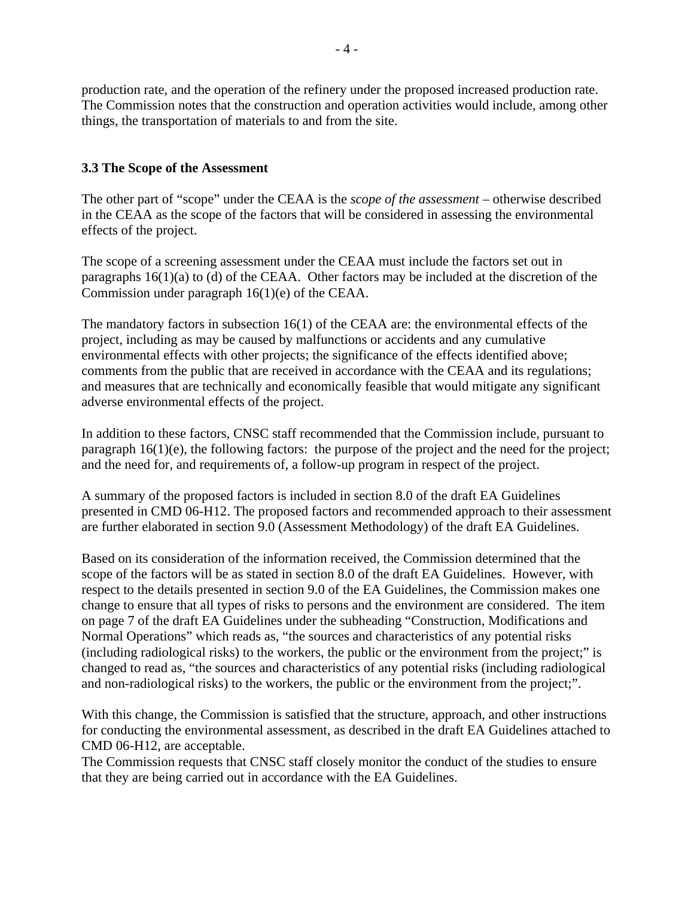production rate, and the operation of the refinery under the proposed increased production rate. The Commission notes that the construction and operation activities would include, among other things, the transportation of materials to and from the site.

### 3.3 The Scope of the Assessment

The other part of "scope" under the CEAA is the *scope of the assessment* – otherwise described in the CEAA as the scope of the factors that will be considered in assessing the environmental effects of the project.

The scope of a screening assessment under the CEAA must include the factors set out in paragraphs 16(1)(a) to (d) of the CEAA. Other factors may be included at the discretion of the Commission under paragraph 16(1)(e) of the CEAA.

The mandatory factors in subsection 16(1) of the CEAA are: the environmental effects of the project, including as may be caused by malfunctions or accidents and any cumulative environmental effects with other projects; the significance of the effects identified above; comments from the public that are received in accordance with the CEAA and its regulations; and measures that are technically and economically feasible that would mitigate any significant adverse environmental effects of the project.

In addition to these factors, CNSC staff recommended that the Commission include, pursuant to paragraph 16(1)(e), the following factors: the purpose of the project and the need for the project; and the need for, and requirements of, a follow-up program in respect of the project.

A summary of the proposed factors is included in section 8.0 of the draft EA Guidelines presented in CMD 06-H12. The proposed factors and recommended approach to their assessment are further elaborated in section 9.0 (Assessment Methodology) of the draft EA Guidelines.

Based on its consideration of the information received, the Commission determined that the scope of the factors will be as stated in section 8.0 of the draft EA Guidelines. However, with respect to the details presented in section 9.0 of the EA Guidelines, the Commission makes one change to ensure that all types of risks to persons and the environment are considered. The item on page 7 of the draft EA Guidelines under the subheading "Construction, Modifications and Normal Operations" which reads as, "the sources and characteristics of any potential risks (including radiological risks) to the workers, the public or the environment from the project;" is changed to read as, "the sources and characteristics of any potential risks (including radiological and non-radiological risks) to the workers, the public or the environment from the project;".

With this change, the Commission is satisfied that the structure, approach, and other instructions for conducting the environmental assessment, as described in the draft EA Guidelines attached to CMD 06-H12, are acceptable.

The Commission requests that CNSC staff closely monitor the conduct of the studies to ensure that they are being carried out in accordance with the EA Guidelines.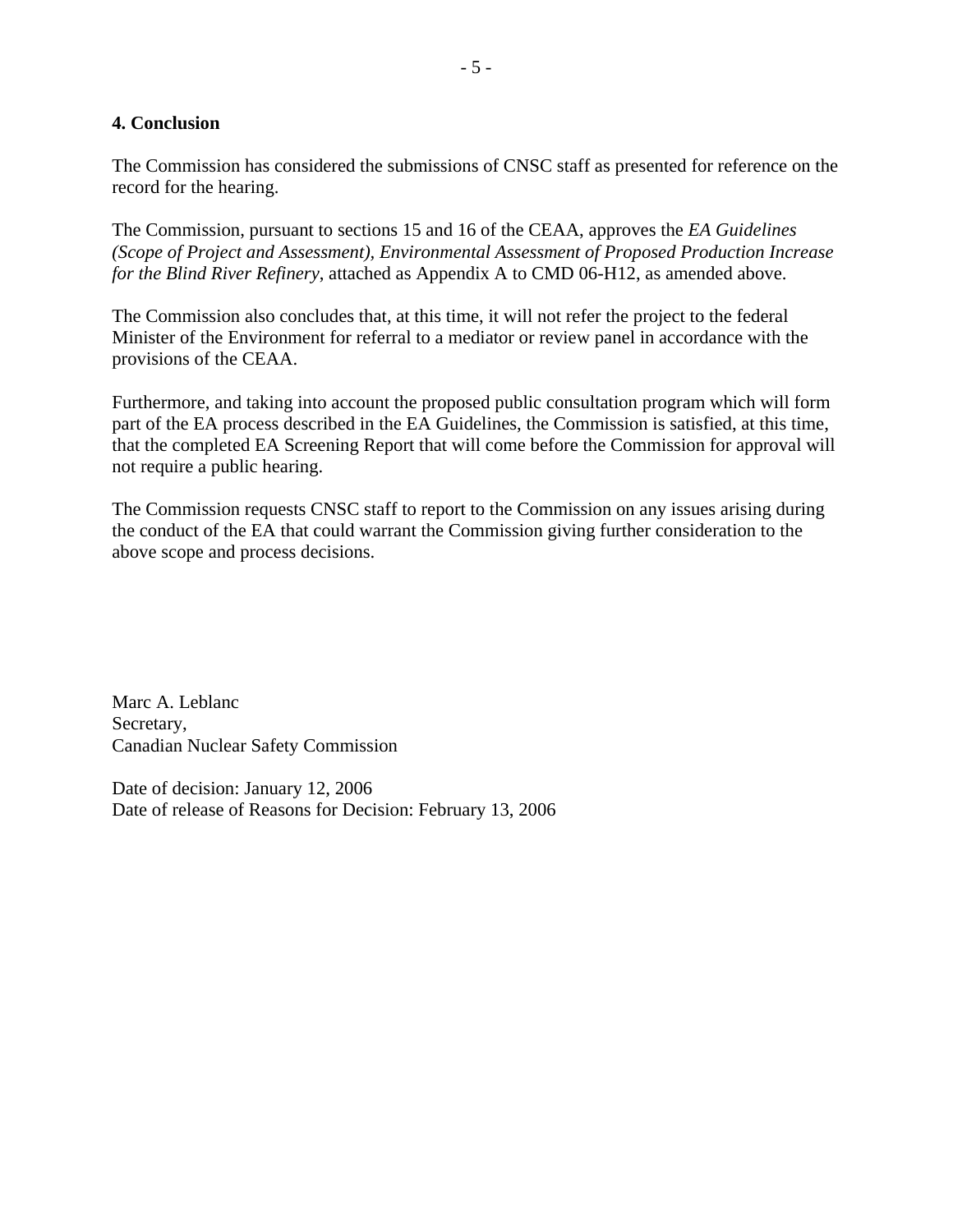## 4. Conclusion

The Commission has considered the submissions of CNSC staff as presented for reference on the record for the hearing.

The Commission, pursuant to sections 15 and 16 of the CEAA, approves the *EA Guidelines (Scope of Project and Assessment), Environmental Assessment of Proposed Production Increase for the Blind River Refinery*, attached as Appendix A to CMD 06-H12, as amended above.

The Commission also concludes that, at this time, it will not refer the project to the federal Minister of the Environment for referral to a mediator or review panel in accordance with the provisions of the CEAA.

Furthermore, and taking into account the proposed public consultation program which will form part of the EA process described in the EA Guidelines, the Commission is satisfied, at this time, that the completed EA Screening Report that will come before the Commission for approval will not require a public hearing.

The Commission requests CNSC staff to report to the Commission on any issues arising during the conduct of the EA that could warrant the Commission giving further consideration to the above scope and process decisions.

Marc A. Leblanc
Secretary,
Canadian Nuclear Safety Commission

Date of decision: January 12, 2006
Date of release of Reasons for Decision: February 13, 2006